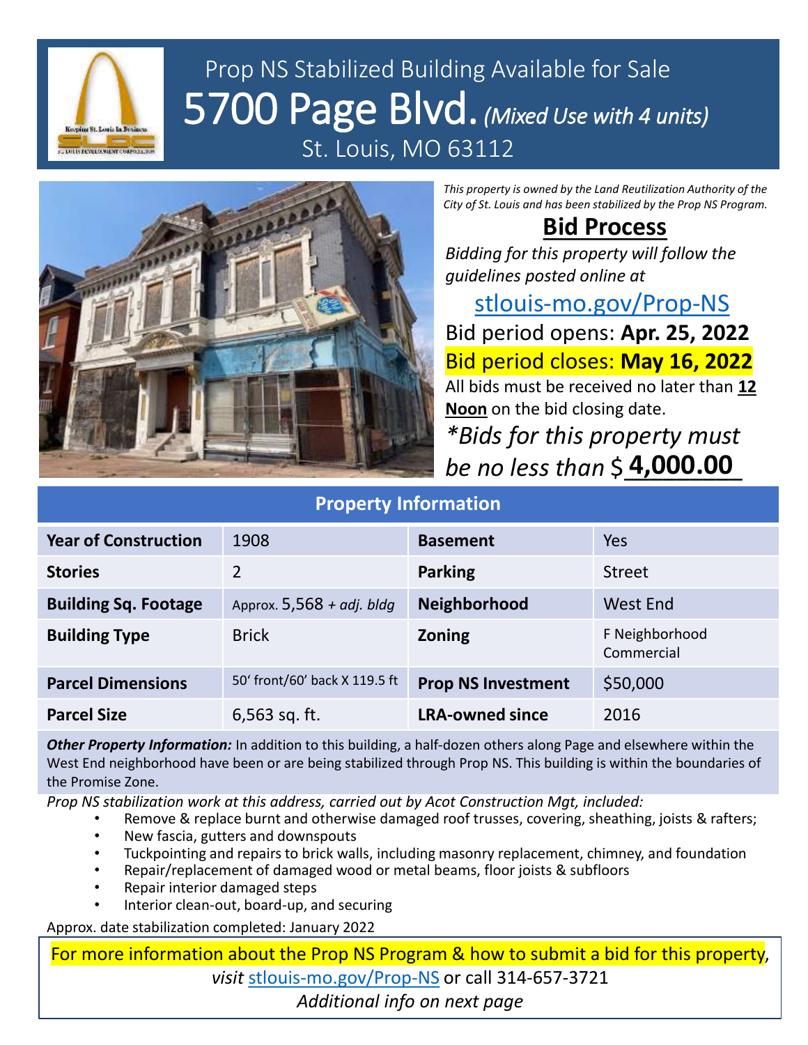# Prop NS Stabilized Building Available for Sale

# 5700 Page Blvd. *(Mixed Use with 4 units)*

## St. Louis, MO 63112

*This property is owned by the Land Reutilization Authority of the City of St. Louis and has been stabilized by the Prop NS Program.*

## Bid Process

*Bidding for this property will follow the guidelines posted online at*

stlouis-mo.gov/Prop-NS

Bid period opens: **Apr. 25, 2022**

Bid period closes: **May 16, 2022**

All bids must be received no later than **12 Noon** on the bid closing date.

*\*Bids for this property must be no less than* $ **4,000.00**

## Property Information

| | | | |
|---|---|---|---|
| **Year of Construction** | 1908 | **Basement** | Yes |
| **Stories** | 2 | **Parking** | Street |
| **Building Sq. Footage** | Approx. 5,568 + *adj. bldg* | **Neighborhood** | West End |
| **Building Type** | Brick | **Zoning** | F Neighborhood Commercial |
| **Parcel Dimensions** | 50' front/60' back X 119.5 ft | **Prop NS Investment** | $50,000 |
| **Parcel Size** | 6,563 sq. ft. | **LRA-owned since** | 2016 |

***Other Property Information:*** In addition to this building, a half-dozen others along Page and elsewhere within the West End neighborhood have been or are being stabilized through Prop NS. This building is within the boundaries of the Promise Zone.

*Prop NS stabilization work at this address, carried out by Acot Construction Mgt, included:*

- Remove & replace burnt and otherwise damaged roof trusses, covering, sheathing, joists & rafters;
- New fascia, gutters and downspouts
- Tuckpointing and repairs to brick walls, including masonry replacement, chimney, and foundation
- Repair/replacement of damaged wood or metal beams, floor joists & subfloors
- Repair interior damaged steps
- Interior clean-out, board-up, and securing

Approx. date stabilization completed: January 2022

For more information about the Prop NS Program & how to submit a bid for this property, *visit* stlouis-mo.gov/Prop-NS or call 314-657-3721

*Additional info on next page*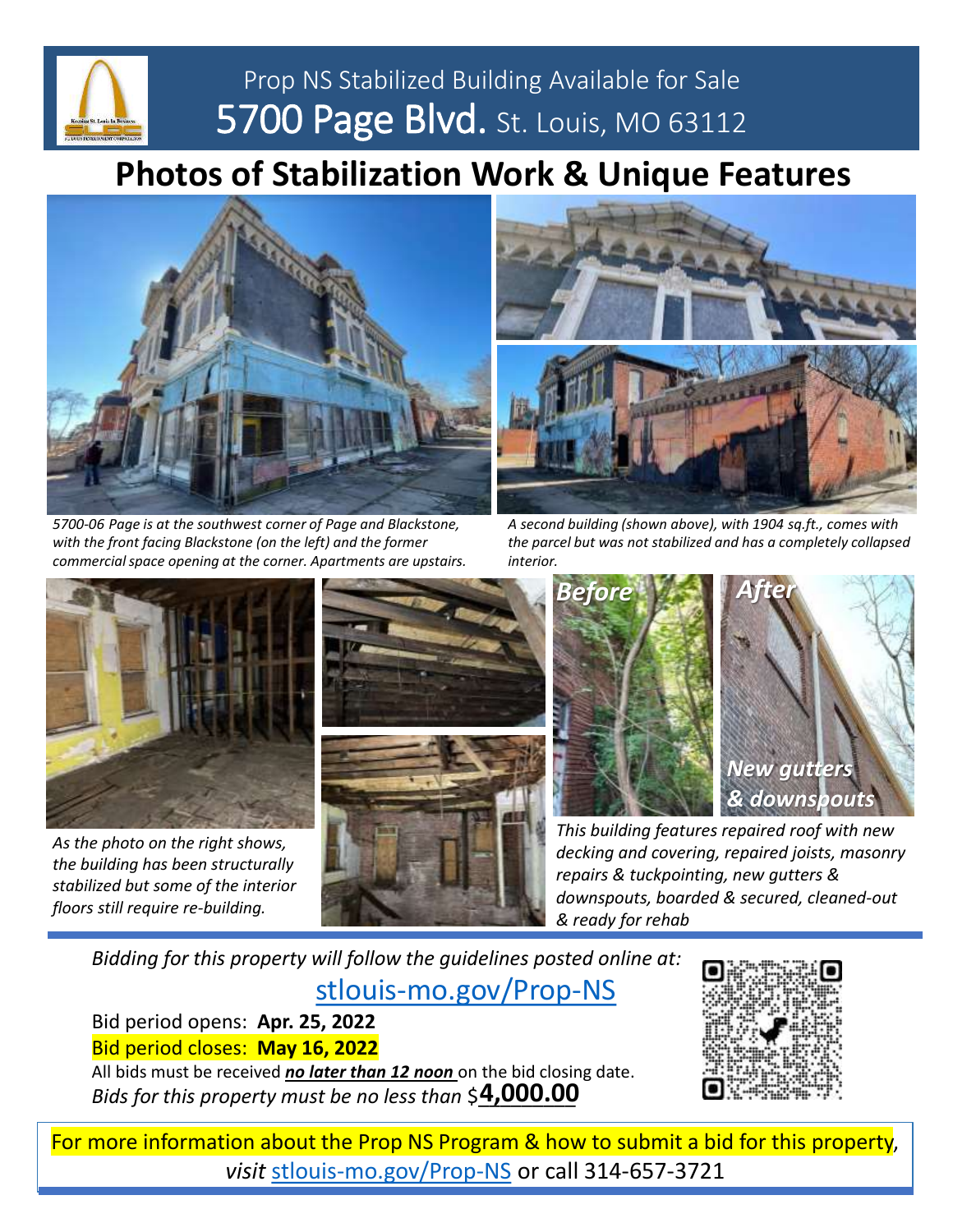Prop NS Stabilized Building Available for Sale

# 5700 Page Blvd. St. Louis, MO 63112

## Photos of Stabilization Work & Unique Features

*5700-06 Page is at the southwest corner of Page and Blackstone, with the front facing Blackstone (on the left) and the former commercial space opening at the corner. Apartments are upstairs.*

*A second building (shown above), with 1904 sq.ft., comes with the parcel but was not stabilized and has a completely collapsed interior.*

*As the photo on the right shows, the building has been structurally stabilized but some of the interior floors still require re-building.*

***Before***

***After***

***New gutters & downspouts***

*This building features repaired roof with new decking and covering, repaired joists, masonry repairs & tuckpointing, new gutters & downspouts, boarded & secured, cleaned-out & ready for rehab*

*Bidding for this property will follow the guidelines posted online at:*

stlouis-mo.gov/Prop-NS

Bid period opens: **Apr. 25, 2022**

Bid period closes: **May 16, 2022**

All bids must be received ***no later than 12 noon*** on the bid closing date.

*Bids for this property must be no less than* $**4,000.00**

For more information about the Prop NS Program & how to submit a bid for this property, *visit* stlouis-mo.gov/Prop-NS or call 314-657-3721